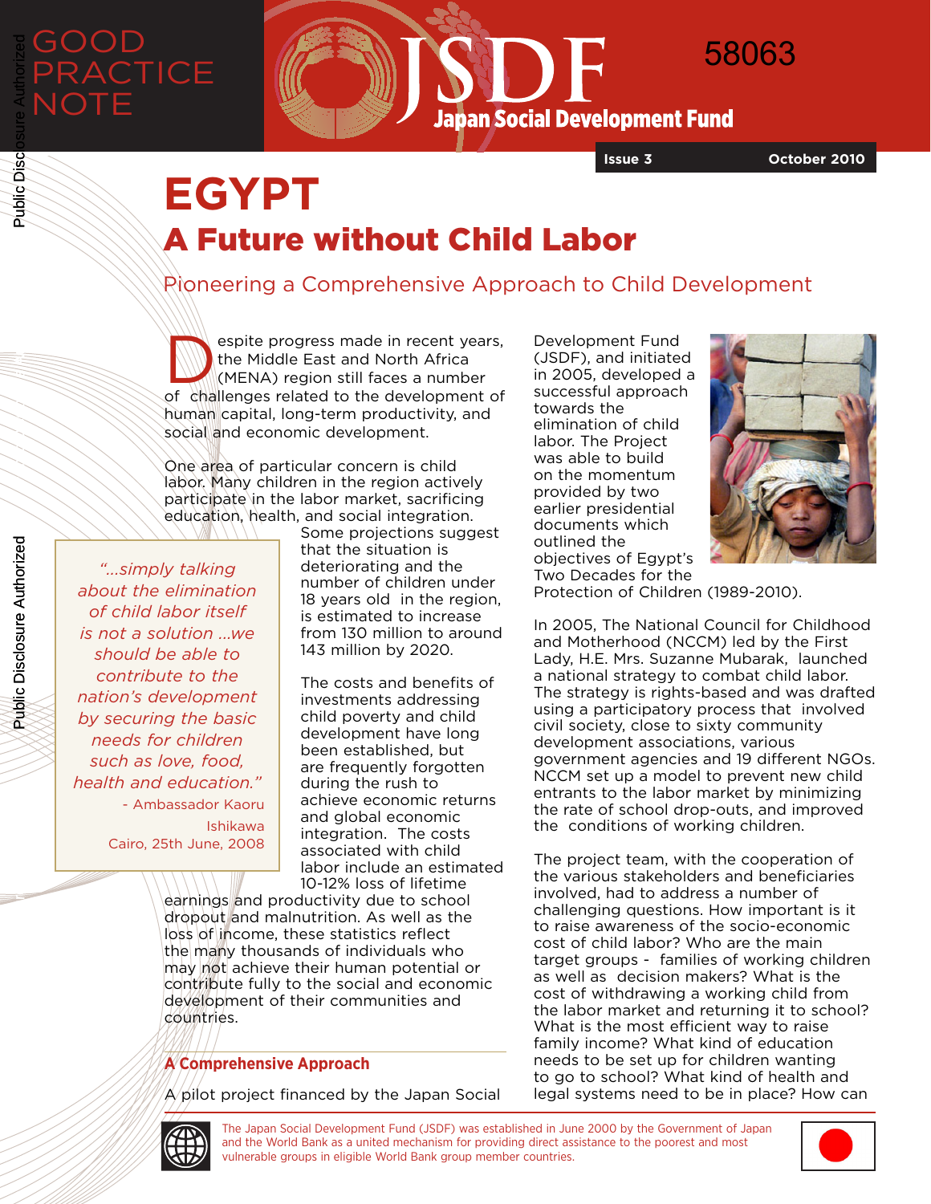GOOD PRACTICE NOTE

JSDF Japan Social Development Fund

58063

Issue 3 October 2010

# EGYPT

## A Future without Child Labor

### Pioneering a Comprehensive Approach to Child Development

Despite progress made in recent years, the Middle East and North Africa (MENA) region still faces a number of challenges related to the development of human capital, long-term productivity, and social and economic development.

One area of particular concern is child labor. Many children in the region actively participate in the labor market, sacrificing education, health, and social integration. Some projections suggest that the situation is deteriorating and the number of children under 18 years old in the region, is estimated to increase from 130 million to around 143 million by 2020.

> *"...simply talking about the elimination of child labor itself is not a solution ...we should be able to contribute to the nation's development by securing the basic needs for children such as love, food, health and education."*
>
> - Ambassador Kaoru Ishikawa
> Cairo, 25th June, 2008

The costs and benefits of investments addressing child poverty and child development have long been established, but are frequently forgotten during the rush to achieve economic returns and global economic integration. The costs associated with child labor include an estimated 10-12% loss of lifetime earnings and productivity due to school dropout and malnutrition. As well as the loss of income, these statistics reflect the many thousands of individuals who may not achieve their human potential or contribute fully to the social and economic development of their communities and countries.

### A Comprehensive Approach

A pilot project financed by the Japan Social Development Fund (JSDF), and initiated in 2005, developed a successful approach towards the elimination of child labor. The Project was able to build on the momentum provided by two earlier presidential documents which outlined the objectives of Egypt's Two Decades for the Protection of Children (1989-2010).

In 2005, The National Council for Childhood and Motherhood (NCCM) led by the First Lady, H.E. Mrs. Suzanne Mubarak, launched a national strategy to combat child labor. The strategy is rights-based and was drafted using a participatory process that involved civil society, close to sixty community development associations, various government agencies and 19 different NGOs. NCCM set up a model to prevent new child entrants to the labor market by minimizing the rate of school drop-outs, and improved the conditions of working children.

The project team, with the cooperation of the various stakeholders and beneficiaries involved, had to address a number of challenging questions. How important is it to raise awareness of the socio-economic cost of child labor? Who are the main target groups - families of working children as well as decision makers? What is the cost of withdrawing a working child from the labor market and returning it to school? What is the most efficient way to raise family income? What kind of education needs to be set up for children wanting to go to school? What kind of health and legal systems need to be in place? How can

The Japan Social Development Fund (JSDF) was established in June 2000 by the Government of Japan and the World Bank as a united mechanism for providing direct assistance to the poorest and most vulnerable groups in eligible World Bank group member countries.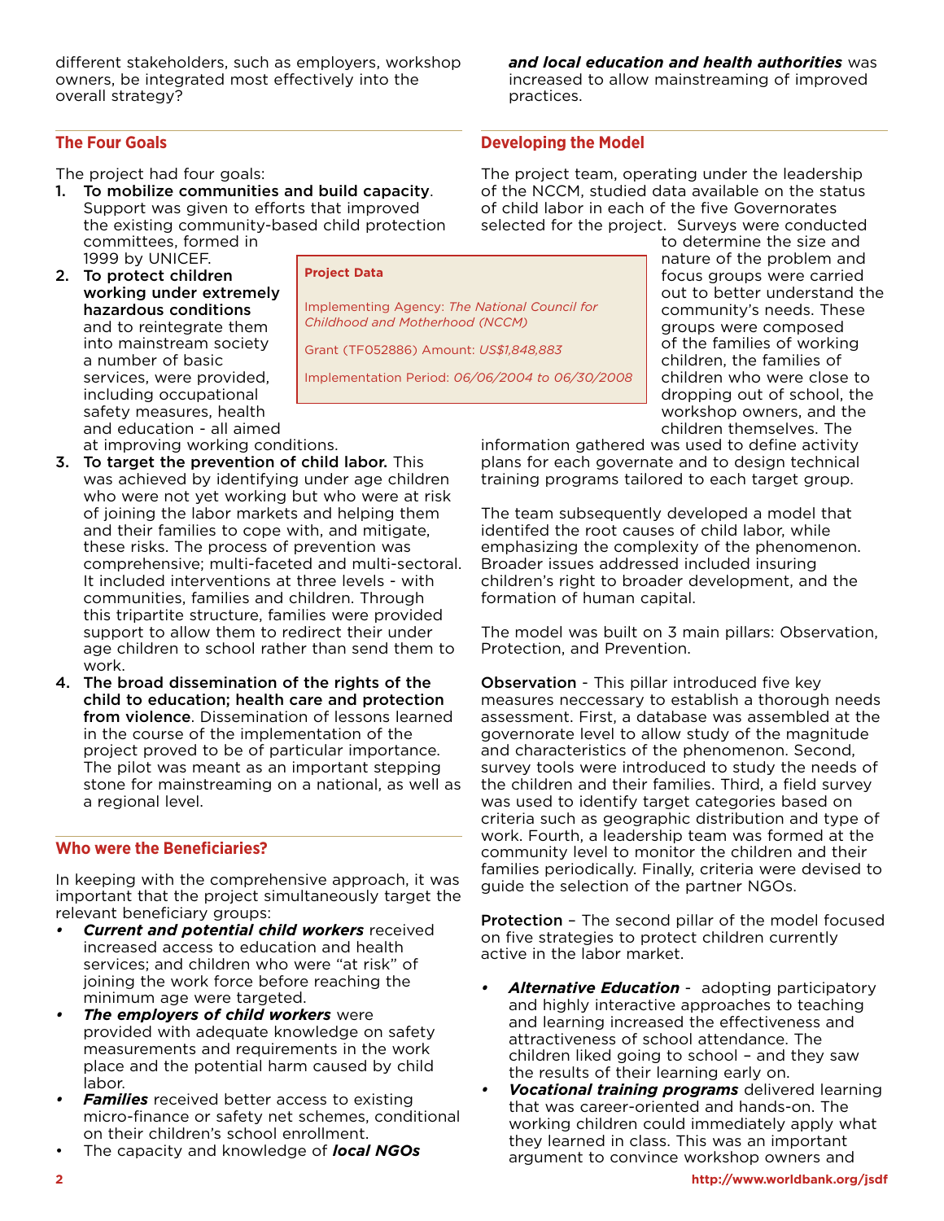different stakeholders, such as employers, workshop owners, be integrated most effectively into the overall strategy?

## The Four Goals

The project had four goals:

1. **To mobilize communities and build capacity**. Support was given to efforts that improved the existing community-based child protection committees, formed in 1999 by UNICEF.
2. **To protect children working under extremely hazardous conditions** and to reintegrate them into mainstream society a number of basic services, were provided, including occupational safety measures, health and education - all aimed at improving working conditions.
3. **To target the prevention of child labor.** This was achieved by identifying under age children who were not yet working but who were at risk of joining the labor markets and helping them and their families to cope with, and mitigate, these risks. The process of prevention was comprehensive; multi-faceted and multi-sectoral. It included interventions at three levels - with communities, families and children. Through this tripartite structure, families were provided support to allow them to redirect their under age children to school rather than send them to work.
4. **The broad dissemination of the rights of the child to education; health care and protection from violence**. Dissemination of lessons learned in the course of the implementation of the project proved to be of particular importance. The pilot was meant as an important stepping stone for mainstreaming on a national, as well as a regional level.

**Project Data**

Implementing Agency: *The National Council for Childhood and Motherhood (NCCM)*

Grant (TF052886) Amount: *US$1,848,883*

Implementation Period: *06/06/2004 to 06/30/2008*

## Who were the Beneficiaries?

In keeping with the comprehensive approach, it was important that the project simultaneously target the relevant beneficiary groups:

- ***Current and potential child workers*** received increased access to education and health services; and children who were "at risk" of joining the work force before reaching the minimum age were targeted.
- ***The employers of child workers*** were provided with adequate knowledge on safety measurements and requirements in the work place and the potential harm caused by child labor.
- ***Families*** received better access to existing micro-finance or safety net schemes, conditional on their children's school enrollment.
- The capacity and knowledge of ***local NGOs and local education and health authorities*** was increased to allow mainstreaming of improved practices.

## Developing the Model

The project team, operating under the leadership of the NCCM, studied data available on the status of child labor in each of the five Governorates selected for the project. Surveys were conducted to determine the size and nature of the problem and focus groups were carried out to better understand the community's needs. These groups were composed of the families of working children, the families of children who were close to dropping out of school, the workshop owners, and the children themselves. The information gathered was used to define activity plans for each governate and to design technical training programs tailored to each target group.

The team subsequently developed a model that identifed the root causes of child labor, while emphasizing the complexity of the phenomenon. Broader issues addressed included insuring children's right to broader development, and the formation of human capital.

The model was built on 3 main pillars: Observation, Protection, and Prevention.

**Observation** - This pillar introduced five key measures neccessary to establish a thorough needs assessment. First, a database was assembled at the governorate level to allow study of the magnitude and characteristics of the phenomenon. Second, survey tools were introduced to study the needs of the children and their families. Third, a field survey was used to identify target categories based on criteria such as geographic distribution and type of work. Fourth, a leadership team was formed at the community level to monitor the children and their families periodically. Finally, criteria were devised to guide the selection of the partner NGOs.

**Protection** – The second pillar of the model focused on five strategies to protect children currently active in the labor market.

- ***Alternative Education*** - adopting participatory and highly interactive approaches to teaching and learning increased the effectiveness and attractiveness of school attendance. The children liked going to school – and they saw the results of their learning early on.
- ***Vocational training programs*** delivered learning that was career-oriented and hands-on. The working children could immediately apply what they learned in class. This was an important argument to convince workshop owners and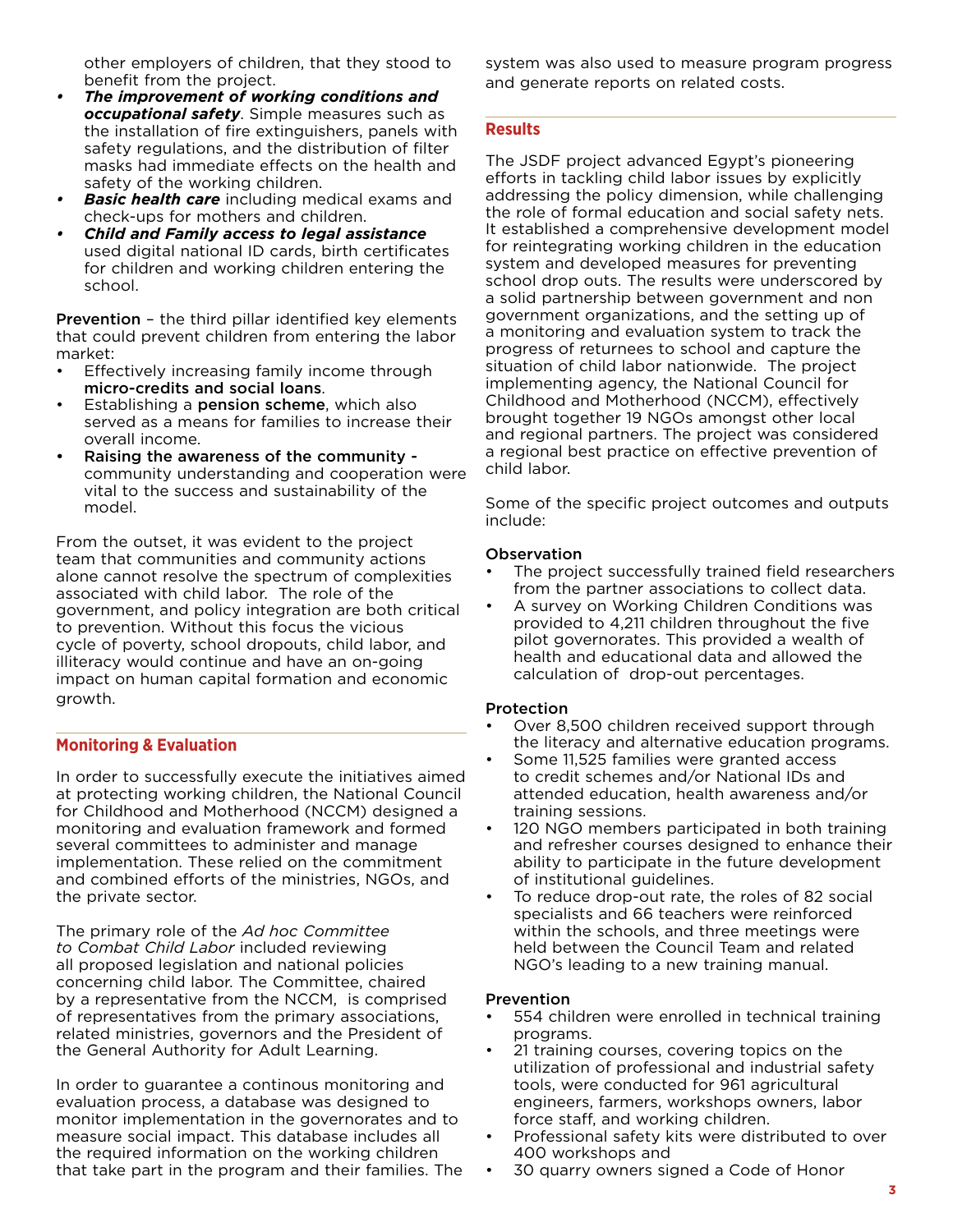other employers of children, that they stood to benefit from the project.

- ***The improvement of working conditions and occupational safety***. Simple measures such as the installation of fire extinguishers, panels with safety regulations, and the distribution of filter masks had immediate effects on the health and safety of the working children.
- ***Basic health care*** including medical exams and check-ups for mothers and children.
- ***Child and Family access to legal assistance*** used digital national ID cards, birth certificates for children and working children entering the school.

**Prevention** – the third pillar identified key elements that could prevent children from entering the labor market:

- Effectively increasing family income through **micro-credits and social loans**.
- Establishing a **pension scheme**, which also served as a means for families to increase their overall income.
- **Raising the awareness of the community -** community understanding and cooperation were vital to the success and sustainability of the model.

From the outset, it was evident to the project team that communities and community actions alone cannot resolve the spectrum of complexities associated with child labor. The role of the government, and policy integration are both critical to prevention. Without this focus the vicious cycle of poverty, school dropouts, child labor, and illiteracy would continue and have an on-going impact on human capital formation and economic growth.

## Monitoring & Evaluation

In order to successfully execute the initiatives aimed at protecting working children, the National Council for Childhood and Motherhood (NCCM) designed a monitoring and evaluation framework and formed several committees to administer and manage implementation. These relied on the commitment and combined efforts of the ministries, NGOs, and the private sector.

The primary role of the *Ad hoc Committee to Combat Child Labor* included reviewing all proposed legislation and national policies concerning child labor. The Committee, chaired by a representative from the NCCM, is comprised of representatives from the primary associations, related ministries, governors and the President of the General Authority for Adult Learning.

In order to guarantee a continous monitoring and evaluation process, a database was designed to monitor implementation in the governorates and to measure social impact. This database includes all the required information on the working children that take part in the program and their families. The system was also used to measure program progress and generate reports on related costs.

## Results

The JSDF project advanced Egypt's pioneering efforts in tackling child labor issues by explicitly addressing the policy dimension, while challenging the role of formal education and social safety nets. It established a comprehensive development model for reintegrating working children in the education system and developed measures for preventing school drop outs. The results were underscored by a solid partnership between government and non government organizations, and the setting up of a monitoring and evaluation system to track the progress of returnees to school and capture the situation of child labor nationwide. The project implementing agency, the National Council for Childhood and Motherhood (NCCM), effectively brought together 19 NGOs amongst other local and regional partners. The project was considered a regional best practice on effective prevention of child labor.

Some of the specific project outcomes and outputs include:

**Observation**

- The project successfully trained field researchers from the partner associations to collect data.
- A survey on Working Children Conditions was provided to 4,211 children throughout the five pilot governorates. This provided a wealth of health and educational data and allowed the calculation of drop-out percentages.

**Protection**

- Over 8,500 children received support through the literacy and alternative education programs.
- Some 11,525 families were granted access to credit schemes and/or National IDs and attended education, health awareness and/or training sessions.
- 120 NGO members participated in both training and refresher courses designed to enhance their ability to participate in the future development of institutional guidelines.
- To reduce drop-out rate, the roles of 82 social specialists and 66 teachers were reinforced within the schools, and three meetings were held between the Council Team and related NGO's leading to a new training manual.

**Prevention**

- 554 children were enrolled in technical training programs.
- 21 training courses, covering topics on the utilization of professional and industrial safety tools, were conducted for 961 agricultural engineers, farmers, workshops owners, labor force staff, and working children.
- Professional safety kits were distributed to over 400 workshops and
- 30 quarry owners signed a Code of Honor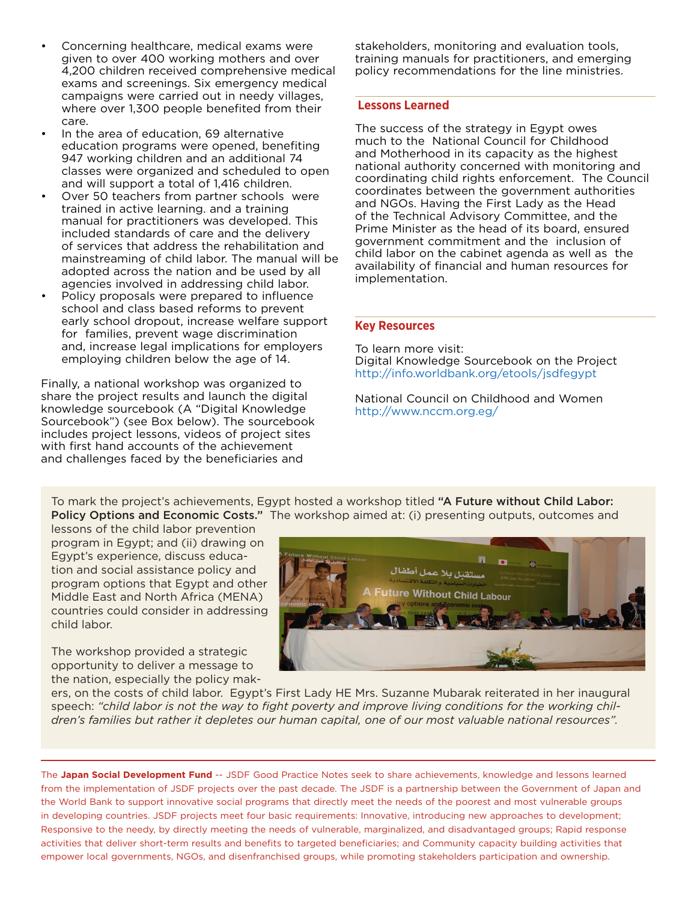- Concerning healthcare, medical exams were given to over 400 working mothers and over 4,200 children received comprehensive medical exams and screenings. Six emergency medical campaigns were carried out in needy villages, where over 1,300 people benefited from their care.
- In the area of education, 69 alternative education programs were opened, benefiting 947 working children and an additional 74 classes were organized and scheduled to open and will support a total of 1,416 children.
- Over 50 teachers from partner schools were trained in active learning. and a training manual for practitioners was developed. This included standards of care and the delivery of services that address the rehabilitation and mainstreaming of child labor. The manual will be adopted across the nation and be used by all agencies involved in addressing child labor.
- Policy proposals were prepared to influence school and class based reforms to prevent early school dropout, increase welfare support for families, prevent wage discrimination and, increase legal implications for employers employing children below the age of 14.

Finally, a national workshop was organized to share the project results and launch the digital knowledge sourcebook (A "Digital Knowledge Sourcebook") (see Box below). The sourcebook includes project lessons, videos of project sites with first hand accounts of the achievement and challenges faced by the beneficiaries and stakeholders, monitoring and evaluation tools, training manuals for practitioners, and emerging policy recommendations for the line ministries.

## Lessons Learned

The success of the strategy in Egypt owes much to the National Council for Childhood and Motherhood in its capacity as the highest national authority concerned with monitoring and coordinating child rights enforcement. The Council coordinates between the government authorities and NGOs. Having the First Lady as the Head of the Technical Advisory Committee, and the Prime Minister as the head of its board, ensured government commitment and the inclusion of child labor on the cabinet agenda as well as the availability of financial and human resources for implementation.

## Key Resources

To learn more visit:
Digital Knowledge Sourcebook on the Project
http://info.worldbank.org/etools/jsdfegypt

National Council on Childhood and Women
http://www.nccm.org.eg/

To mark the project's achievements, Egypt hosted a workshop titled **"A Future without Child Labor: Policy Options and Economic Costs."** The workshop aimed at: (i) presenting outputs, outcomes and lessons of the child labor prevention program in Egypt; and (ii) drawing on Egypt's experience, discuss education and social assistance policy and program options that Egypt and other Middle East and North Africa (MENA) countries could consider in addressing child labor.

The workshop provided a strategic opportunity to deliver a message to the nation, especially the policy makers, on the costs of child labor. Egypt's First Lady HE Mrs. Suzanne Mubarak reiterated in her inaugural speech: *"child labor is not the way to fight poverty and improve living conditions for the working children's families but rather it depletes our human capital, one of our most valuable national resources".*

The **Japan Social Development Fund** -- JSDF Good Practice Notes seek to share achievements, knowledge and lessons learned from the implementation of JSDF projects over the past decade. The JSDF is a partnership between the Government of Japan and the World Bank to support innovative social programs that directly meet the needs of the poorest and most vulnerable groups in developing countries. JSDF projects meet four basic requirements: Innovative, introducing new approaches to development; Responsive to the needy, by directly meeting the needs of vulnerable, marginalized, and disadvantaged groups; Rapid response activities that deliver short-term results and benefits to targeted beneficiaries; and Community capacity building activities that empower local governments, NGOs, and disenfranchised groups, while promoting stakeholders participation and ownership.